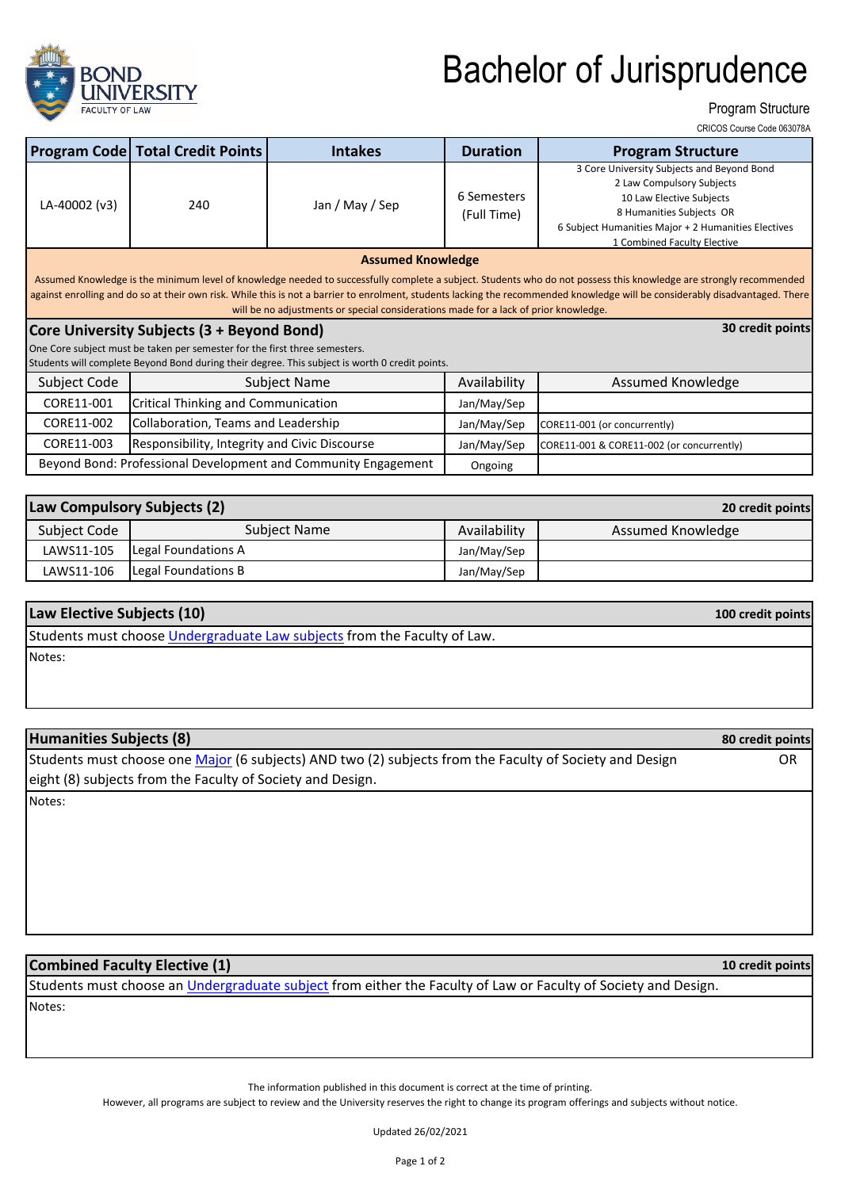# Bachelor of Jurisprudence

Program Structure

CRICOS Course Code 063078A

| Program Code | Total Credit Points | Intakes | Duration | Program Structure |
|---|---|---|---|---|
| LA-40002 (v3) | 240 | Jan / May / Sep | 6 Semesters (Full Time) | 3 Core University Subjects and Beyond Bond<br>2 Law Compulsory Subjects<br>10 Law Elective Subjects<br>8 Humanities Subjects OR<br>6 Subject Humanities Major + 2 Humanities Electives<br>1 Combined Faculty Elective |

**Assumed Knowledge**

Assumed Knowledge is the minimum level of knowledge needed to successfully complete a subject. Students who do not possess this knowledge are strongly recommended against enrolling and do so at their own risk. While this is not a barrier to enrolment, students lacking the recommended knowledge will be considerably disadvantaged. There will be no adjustments or special considerations made for a lack of prior knowledge.

## Core University Subjects (3 + Beyond Bond) — 30 credit points

One Core subject must be taken per semester for the first three semesters.
Students will complete Beyond Bond during their degree. This subject is worth 0 credit points.

| Subject Code | Subject Name | Availability | Assumed Knowledge |
|---|---|---|---|
| CORE11-001 | Critical Thinking and Communication | Jan/May/Sep | |
| CORE11-002 | Collaboration, Teams and Leadership | Jan/May/Sep | CORE11-001 (or concurrently) |
| CORE11-003 | Responsibility, Integrity and Civic Discourse | Jan/May/Sep | CORE11-001 & CORE11-002 (or concurrently) |
| Beyond Bond: Professional Development and Community Engagement | | Ongoing | |

## Law Compulsory Subjects (2) — 20 credit points

| Subject Code | Subject Name | Availability | Assumed Knowledge |
|---|---|---|---|
| LAWS11-105 | Legal Foundations A | Jan/May/Sep | |
| LAWS11-106 | Legal Foundations B | Jan/May/Sep | |

## Law Elective Subjects (10) — 100 credit points

Students must choose Undergraduate Law subjects from the Faculty of Law.

Notes:

## Humanities Subjects (8) — 80 credit points

Students must choose one Major (6 subjects) AND two (2) subjects from the Faculty of Society and Design OR eight (8) subjects from the Faculty of Society and Design.

Notes:

## Combined Faculty Elective (1) — 10 credit points

Students must choose an Undergraduate subject from either the Faculty of Law or Faculty of Society and Design.

Notes:

The information published in this document is correct at the time of printing.
However, all programs are subject to review and the University reserves the right to change its program offerings and subjects without notice.

Updated 26/02/2021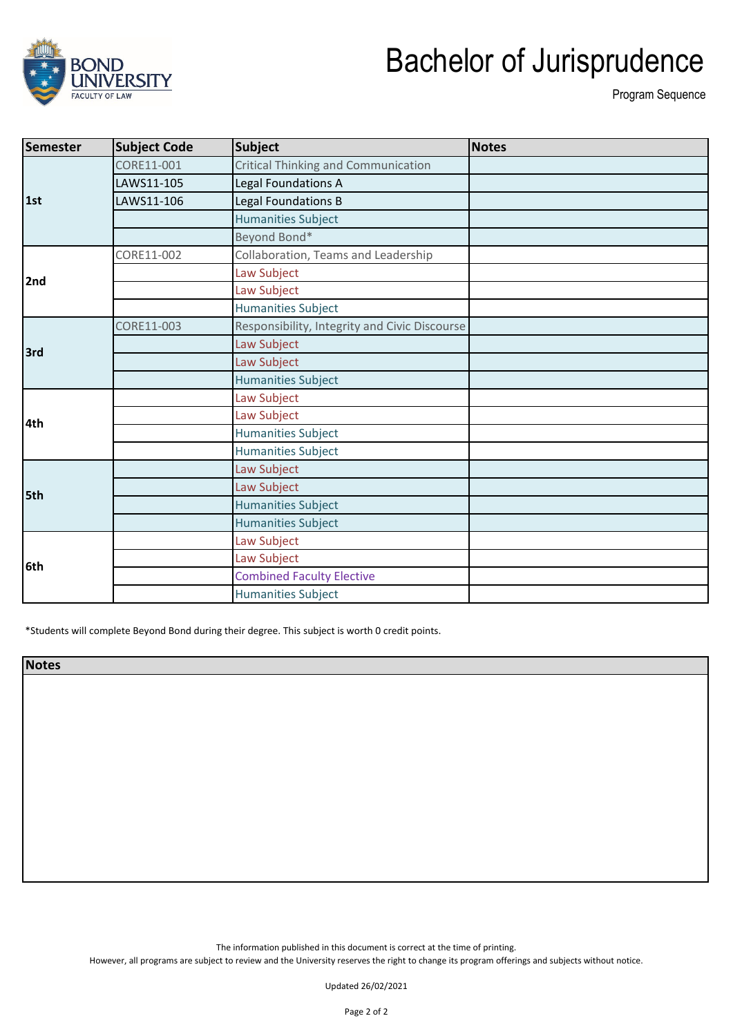# Bachelor of Jurisprudence

Program Sequence

| Semester | Subject Code | Subject | Notes |
|---|---|---|---|
| 1st | CORE11-001 | Critical Thinking and Communication | |
| | LAWS11-105 | Legal Foundations A | |
| | LAWS11-106 | Legal Foundations B | |
| | | Humanities Subject | |
| | | Beyond Bond* | |
| 2nd | CORE11-002 | Collaboration, Teams and Leadership | |
| | | Law Subject | |
| | | Law Subject | |
| | | Humanities Subject | |
| 3rd | CORE11-003 | Responsibility, Integrity and Civic Discourse | |
| | | Law Subject | |
| | | Law Subject | |
| | | Humanities Subject | |
| 4th | | Law Subject | |
| | | Law Subject | |
| | | Humanities Subject | |
| | | Humanities Subject | |
| 5th | | Law Subject | |
| | | Law Subject | |
| | | Humanities Subject | |
| | | Humanities Subject | |
| 6th | | Law Subject | |
| | | Law Subject | |
| | | Combined Faculty Elective | |
| | | Humanities Subject | |

*Students will complete Beyond Bond during their degree. This subject is worth 0 credit points.

| Notes |
|---|
| |

The information published in this document is correct at the time of printing.
However, all programs are subject to review and the University reserves the right to change its program offerings and subjects without notice.

Updated 26/02/2021